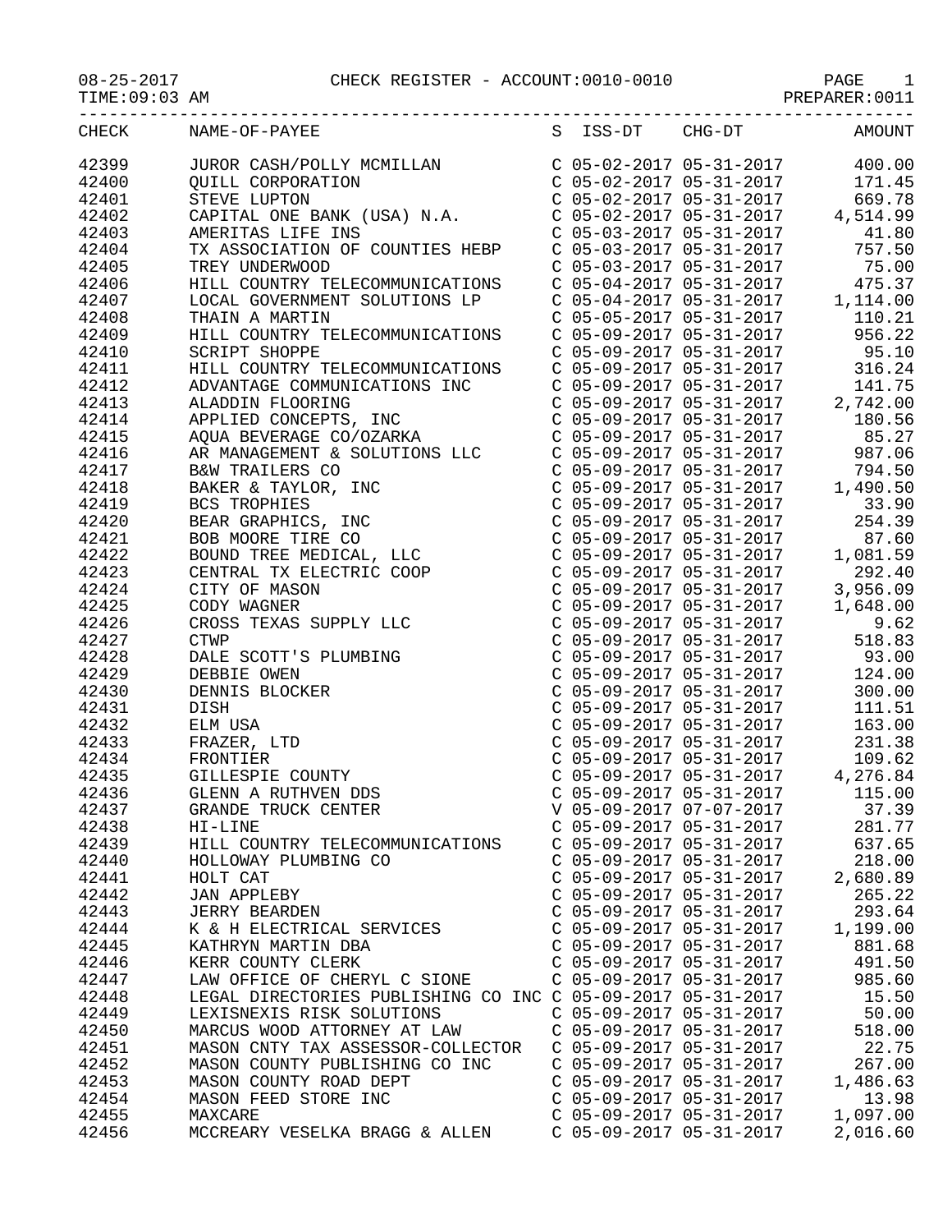08-25-2017 CHECK REGISTER - ACCOUNT:0010-0010

TIME:09:03 AM PREPARER:0011

| CHECK | NAME-OF-PAYEE | S | ISS-DT | CHG-DT | AMOUNT |
|---|---|---|---|---|---|
| 42399 | JUROR CASH/POLLY MCMILLAN | C | 05-02-2017 | 05-31-2017 | 400.00 |
| 42400 | QUILL CORPORATION | C | 05-02-2017 | 05-31-2017 | 171.45 |
| 42401 | STEVE LUPTON | C | 05-02-2017 | 05-31-2017 | 669.78 |
| 42402 | CAPITAL ONE BANK (USA) N.A. | C | 05-02-2017 | 05-31-2017 | 4,514.99 |
| 42403 | AMERITAS LIFE INS | C | 05-03-2017 | 05-31-2017 | 41.80 |
| 42404 | TX ASSOCIATION OF COUNTIES HEBP | C | 05-03-2017 | 05-31-2017 | 757.50 |
| 42405 | TREY UNDERWOOD | C | 05-03-2017 | 05-31-2017 | 75.00 |
| 42406 | HILL COUNTRY TELECOMMUNICATIONS | C | 05-04-2017 | 05-31-2017 | 475.37 |
| 42407 | LOCAL GOVERNMENT SOLUTIONS LP | C | 05-04-2017 | 05-31-2017 | 1,114.00 |
| 42408 | THAIN A MARTIN | C | 05-05-2017 | 05-31-2017 | 110.21 |
| 42409 | HILL COUNTRY TELECOMMUNICATIONS | C | 05-09-2017 | 05-31-2017 | 956.22 |
| 42410 | SCRIPT SHOPPE | C | 05-09-2017 | 05-31-2017 | 95.10 |
| 42411 | HILL COUNTRY TELECOMMUNICATIONS | C | 05-09-2017 | 05-31-2017 | 316.24 |
| 42412 | ADVANTAGE COMMUNICATIONS INC | C | 05-09-2017 | 05-31-2017 | 141.75 |
| 42413 | ALADDIN FLOORING | C | 05-09-2017 | 05-31-2017 | 2,742.00 |
| 42414 | APPLIED CONCEPTS, INC | C | 05-09-2017 | 05-31-2017 | 180.56 |
| 42415 | AQUA BEVERAGE CO/OZARKA | C | 05-09-2017 | 05-31-2017 | 85.27 |
| 42416 | AR MANAGEMENT & SOLUTIONS LLC | C | 05-09-2017 | 05-31-2017 | 987.06 |
| 42417 | B&W TRAILERS CO | C | 05-09-2017 | 05-31-2017 | 794.50 |
| 42418 | BAKER & TAYLOR, INC | C | 05-09-2017 | 05-31-2017 | 1,490.50 |
| 42419 | BCS TROPHIES | C | 05-09-2017 | 05-31-2017 | 33.90 |
| 42420 | BEAR GRAPHICS, INC | C | 05-09-2017 | 05-31-2017 | 254.39 |
| 42421 | BOB MOORE TIRE CO | C | 05-09-2017 | 05-31-2017 | 87.60 |
| 42422 | BOUND TREE MEDICAL, LLC | C | 05-09-2017 | 05-31-2017 | 1,081.59 |
| 42423 | CENTRAL TX ELECTRIC COOP | C | 05-09-2017 | 05-31-2017 | 292.40 |
| 42424 | CITY OF MASON | C | 05-09-2017 | 05-31-2017 | 3,956.09 |
| 42425 | CODY WAGNER | C | 05-09-2017 | 05-31-2017 | 1,648.00 |
| 42426 | CROSS TEXAS SUPPLY LLC | C | 05-09-2017 | 05-31-2017 | 9.62 |
| 42427 | CTWP | C | 05-09-2017 | 05-31-2017 | 518.83 |
| 42428 | DALE SCOTT'S PLUMBING | C | 05-09-2017 | 05-31-2017 | 93.00 |
| 42429 | DEBBIE OWEN | C | 05-09-2017 | 05-31-2017 | 124.00 |
| 42430 | DENNIS BLOCKER | C | 05-09-2017 | 05-31-2017 | 300.00 |
| 42431 | DISH | C | 05-09-2017 | 05-31-2017 | 111.51 |
| 42432 | ELM USA | C | 05-09-2017 | 05-31-2017 | 163.00 |
| 42433 | FRAZER, LTD | C | 05-09-2017 | 05-31-2017 | 231.38 |
| 42434 | FRONTIER | C | 05-09-2017 | 05-31-2017 | 109.62 |
| 42435 | GILLESPIE COUNTY | C | 05-09-2017 | 05-31-2017 | 4,276.84 |
| 42436 | GLENN A RUTHVEN DDS | C | 05-09-2017 | 05-31-2017 | 115.00 |
| 42437 | GRANDE TRUCK CENTER | V | 05-09-2017 | 07-07-2017 | 37.39 |
| 42438 | HI-LINE | C | 05-09-2017 | 05-31-2017 | 281.77 |
| 42439 | HILL COUNTRY TELECOMMUNICATIONS | C | 05-09-2017 | 05-31-2017 | 637.65 |
| 42440 | HOLLOWAY PLUMBING CO | C | 05-09-2017 | 05-31-2017 | 218.00 |
| 42441 | HOLT CAT | C | 05-09-2017 | 05-31-2017 | 2,680.89 |
| 42442 | JAN APPLEBY | C | 05-09-2017 | 05-31-2017 | 265.22 |
| 42443 | JERRY BEARDEN | C | 05-09-2017 | 05-31-2017 | 293.64 |
| 42444 | K & H ELECTRICAL SERVICES | C | 05-09-2017 | 05-31-2017 | 1,199.00 |
| 42445 | KATHRYN MARTIN DBA | C | 05-09-2017 | 05-31-2017 | 881.68 |
| 42446 | KERR COUNTY CLERK | C | 05-09-2017 | 05-31-2017 | 491.50 |
| 42447 | LAW OFFICE OF CHERYL C SIONE | C | 05-09-2017 | 05-31-2017 | 985.60 |
| 42448 | LEGAL DIRECTORIES PUBLISHING CO INC | C | 05-09-2017 | 05-31-2017 | 15.50 |
| 42449 | LEXISNEXIS RISK SOLUTIONS | C | 05-09-2017 | 05-31-2017 | 50.00 |
| 42450 | MARCUS WOOD ATTORNEY AT LAW | C | 05-09-2017 | 05-31-2017 | 518.00 |
| 42451 | MASON CNTY TAX ASSESSOR-COLLECTOR | C | 05-09-2017 | 05-31-2017 | 22.75 |
| 42452 | MASON COUNTY PUBLISHING CO INC | C | 05-09-2017 | 05-31-2017 | 267.00 |
| 42453 | MASON COUNTY ROAD DEPT | C | 05-09-2017 | 05-31-2017 | 1,486.63 |
| 42454 | MASON FEED STORE INC | C | 05-09-2017 | 05-31-2017 | 13.98 |
| 42455 | MAXCARE | C | 05-09-2017 | 05-31-2017 | 1,097.00 |
| 42456 | MCCREARY VESELKA BRAGG & ALLEN | C | 05-09-2017 | 05-31-2017 | 2,016.60 |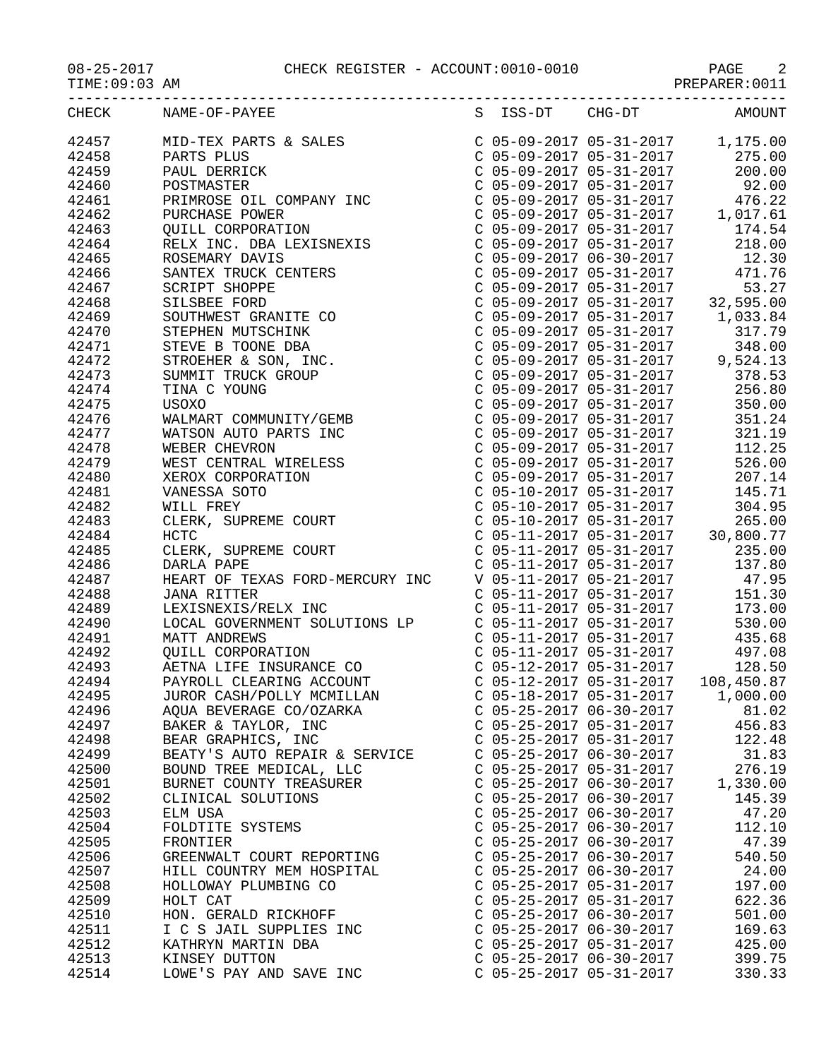08-25-2017 CHECK REGISTER - ACCOUNT:0010-0010
TIME:09:03 AM PREPARER:0011

| CHECK | NAME-OF-PAYEE | S | ISS-DT | CHG-DT | AMOUNT |
|---|---|---|---|---|---|
| 42457 | MID-TEX PARTS & SALES | C | 05-09-2017 | 05-31-2017 | 1,175.00 |
| 42458 | PARTS PLUS | C | 05-09-2017 | 05-31-2017 | 275.00 |
| 42459 | PAUL DERRICK | C | 05-09-2017 | 05-31-2017 | 200.00 |
| 42460 | POSTMASTER | C | 05-09-2017 | 05-31-2017 | 92.00 |
| 42461 | PRIMROSE OIL COMPANY INC | C | 05-09-2017 | 05-31-2017 | 476.22 |
| 42462 | PURCHASE POWER | C | 05-09-2017 | 05-31-2017 | 1,017.61 |
| 42463 | QUILL CORPORATION | C | 05-09-2017 | 05-31-2017 | 174.54 |
| 42464 | RELX INC. DBA LEXISNEXIS | C | 05-09-2017 | 05-31-2017 | 218.00 |
| 42465 | ROSEMARY DAVIS | C | 05-09-2017 | 06-30-2017 | 12.30 |
| 42466 | SANTEX TRUCK CENTERS | C | 05-09-2017 | 05-31-2017 | 471.76 |
| 42467 | SCRIPT SHOPPE | C | 05-09-2017 | 05-31-2017 | 53.27 |
| 42468 | SILSBEE FORD | C | 05-09-2017 | 05-31-2017 | 32,595.00 |
| 42469 | SOUTHWEST GRANITE CO | C | 05-09-2017 | 05-31-2017 | 1,033.84 |
| 42470 | STEPHEN MUTSCHINK | C | 05-09-2017 | 05-31-2017 | 317.79 |
| 42471 | STEVE B TOONE DBA | C | 05-09-2017 | 05-31-2017 | 348.00 |
| 42472 | STROEHER & SON, INC. | C | 05-09-2017 | 05-31-2017 | 9,524.13 |
| 42473 | SUMMIT TRUCK GROUP | C | 05-09-2017 | 05-31-2017 | 378.53 |
| 42474 | TINA C YOUNG | C | 05-09-2017 | 05-31-2017 | 256.80 |
| 42475 | USOXO | C | 05-09-2017 | 05-31-2017 | 350.00 |
| 42476 | WALMART COMMUNITY/GEMB | C | 05-09-2017 | 05-31-2017 | 351.24 |
| 42477 | WATSON AUTO PARTS INC | C | 05-09-2017 | 05-31-2017 | 321.19 |
| 42478 | WEBER CHEVRON | C | 05-09-2017 | 05-31-2017 | 112.25 |
| 42479 | WEST CENTRAL WIRELESS | C | 05-09-2017 | 05-31-2017 | 526.00 |
| 42480 | XEROX CORPORATION | C | 05-09-2017 | 05-31-2017 | 207.14 |
| 42481 | VANESSA SOTO | C | 05-10-2017 | 05-31-2017 | 145.71 |
| 42482 | WILL FREY | C | 05-10-2017 | 05-31-2017 | 304.95 |
| 42483 | CLERK, SUPREME COURT | C | 05-10-2017 | 05-31-2017 | 265.00 |
| 42484 | HCTC | C | 05-11-2017 | 05-31-2017 | 30,800.77 |
| 42485 | CLERK, SUPREME COURT | C | 05-11-2017 | 05-31-2017 | 235.00 |
| 42486 | DARLA PAPE | C | 05-11-2017 | 05-31-2017 | 137.80 |
| 42487 | HEART OF TEXAS FORD-MERCURY INC | V | 05-11-2017 | 05-21-2017 | 47.95 |
| 42488 | JANA RITTER | C | 05-11-2017 | 05-31-2017 | 151.30 |
| 42489 | LEXISNEXIS/RELX INC | C | 05-11-2017 | 05-31-2017 | 173.00 |
| 42490 | LOCAL GOVERNMENT SOLUTIONS LP | C | 05-11-2017 | 05-31-2017 | 530.00 |
| 42491 | MATT ANDREWS | C | 05-11-2017 | 05-31-2017 | 435.68 |
| 42492 | QUILL CORPORATION | C | 05-11-2017 | 05-31-2017 | 497.08 |
| 42493 | AETNA LIFE INSURANCE CO | C | 05-12-2017 | 05-31-2017 | 128.50 |
| 42494 | PAYROLL CLEARING ACCOUNT | C | 05-12-2017 | 05-31-2017 | 108,450.87 |
| 42495 | JUROR CASH/POLLY MCMILLAN | C | 05-18-2017 | 05-31-2017 | 1,000.00 |
| 42496 | AQUA BEVERAGE CO/OZARKA | C | 05-25-2017 | 06-30-2017 | 81.02 |
| 42497 | BAKER & TAYLOR, INC | C | 05-25-2017 | 05-31-2017 | 456.83 |
| 42498 | BEAR GRAPHICS, INC | C | 05-25-2017 | 05-31-2017 | 122.48 |
| 42499 | BEATY'S AUTO REPAIR & SERVICE | C | 05-25-2017 | 06-30-2017 | 31.83 |
| 42500 | BOUND TREE MEDICAL, LLC | C | 05-25-2017 | 05-31-2017 | 276.19 |
| 42501 | BURNET COUNTY TREASURER | C | 05-25-2017 | 06-30-2017 | 1,330.00 |
| 42502 | CLINICAL SOLUTIONS | C | 05-25-2017 | 06-30-2017 | 145.39 |
| 42503 | ELM USA | C | 05-25-2017 | 06-30-2017 | 47.20 |
| 42504 | FOLDTITE SYSTEMS | C | 05-25-2017 | 06-30-2017 | 112.10 |
| 42505 | FRONTIER | C | 05-25-2017 | 06-30-2017 | 47.39 |
| 42506 | GREENWALT COURT REPORTING | C | 05-25-2017 | 06-30-2017 | 540.50 |
| 42507 | HILL COUNTRY MEM HOSPITAL | C | 05-25-2017 | 06-30-2017 | 24.00 |
| 42508 | HOLLOWAY PLUMBING CO | C | 05-25-2017 | 05-31-2017 | 197.00 |
| 42509 | HOLT CAT | C | 05-25-2017 | 05-31-2017 | 622.36 |
| 42510 | HON. GERALD RICKHOFF | C | 05-25-2017 | 06-30-2017 | 501.00 |
| 42511 | I C S JAIL SUPPLIES INC | C | 05-25-2017 | 06-30-2017 | 169.63 |
| 42512 | KATHRYN MARTIN DBA | C | 05-25-2017 | 05-31-2017 | 425.00 |
| 42513 | KINSEY DUTTON | C | 05-25-2017 | 06-30-2017 | 399.75 |
| 42514 | LOWE'S PAY AND SAVE INC | C | 05-25-2017 | 05-31-2017 | 330.33 |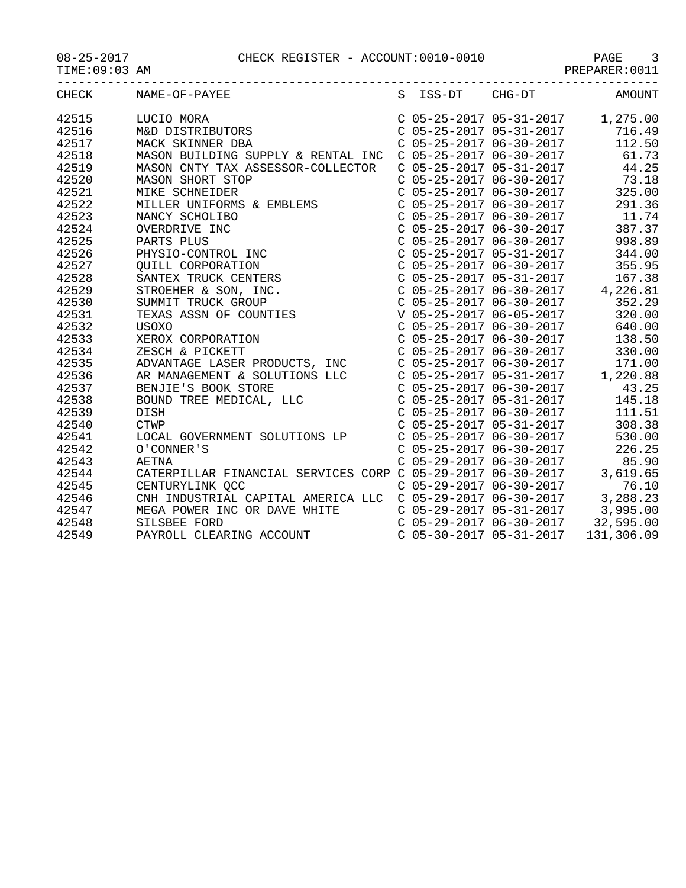| CHECK | NAME-OF-PAYEE | S | ISS-DT | CHG-DT | AMOUNT |
|---|---|---|---|---|---|
| 42515 | LUCIO MORA | C | 05-25-2017 | 05-31-2017 | 1,275.00 |
| 42516 | M&D DISTRIBUTORS | C | 05-25-2017 | 05-31-2017 | 716.49 |
| 42517 | MACK SKINNER DBA | C | 05-25-2017 | 06-30-2017 | 112.50 |
| 42518 | MASON BUILDING SUPPLY & RENTAL INC | C | 05-25-2017 | 06-30-2017 | 61.73 |
| 42519 | MASON CNTY TAX ASSESSOR-COLLECTOR | C | 05-25-2017 | 05-31-2017 | 44.25 |
| 42520 | MASON SHORT STOP | C | 05-25-2017 | 06-30-2017 | 73.18 |
| 42521 | MIKE SCHNEIDER | C | 05-25-2017 | 06-30-2017 | 325.00 |
| 42522 | MILLER UNIFORMS & EMBLEMS | C | 05-25-2017 | 06-30-2017 | 291.36 |
| 42523 | NANCY SCHOLIBO | C | 05-25-2017 | 06-30-2017 | 11.74 |
| 42524 | OVERDRIVE INC | C | 05-25-2017 | 06-30-2017 | 387.37 |
| 42525 | PARTS PLUS | C | 05-25-2017 | 06-30-2017 | 998.89 |
| 42526 | PHYSIO-CONTROL INC | C | 05-25-2017 | 05-31-2017 | 344.00 |
| 42527 | QUILL CORPORATION | C | 05-25-2017 | 06-30-2017 | 355.95 |
| 42528 | SANTEX TRUCK CENTERS | C | 05-25-2017 | 05-31-2017 | 167.38 |
| 42529 | STROEHER & SON, INC. | C | 05-25-2017 | 06-30-2017 | 4,226.81 |
| 42530 | SUMMIT TRUCK GROUP | C | 05-25-2017 | 06-30-2017 | 352.29 |
| 42531 | TEXAS ASSN OF COUNTIES | V | 05-25-2017 | 06-05-2017 | 320.00 |
| 42532 | USOXO | C | 05-25-2017 | 06-30-2017 | 640.00 |
| 42533 | XEROX CORPORATION | C | 05-25-2017 | 06-30-2017 | 138.50 |
| 42534 | ZESCH & PICKETT | C | 05-25-2017 | 06-30-2017 | 330.00 |
| 42535 | ADVANTAGE LASER PRODUCTS, INC | C | 05-25-2017 | 06-30-2017 | 171.00 |
| 42536 | AR MANAGEMENT & SOLUTIONS LLC | C | 05-25-2017 | 05-31-2017 | 1,220.88 |
| 42537 | BENJIE'S BOOK STORE | C | 05-25-2017 | 06-30-2017 | 43.25 |
| 42538 | BOUND TREE MEDICAL, LLC | C | 05-25-2017 | 05-31-2017 | 145.18 |
| 42539 | DISH | C | 05-25-2017 | 06-30-2017 | 111.51 |
| 42540 | CTWP | C | 05-25-2017 | 05-31-2017 | 308.38 |
| 42541 | LOCAL GOVERNMENT SOLUTIONS LP | C | 05-25-2017 | 06-30-2017 | 530.00 |
| 42542 | O'CONNER'S | C | 05-25-2017 | 06-30-2017 | 226.25 |
| 42543 | AETNA | C | 05-29-2017 | 06-30-2017 | 85.90 |
| 42544 | CATERPILLAR FINANCIAL SERVICES CORP | C | 05-29-2017 | 06-30-2017 | 3,619.65 |
| 42545 | CENTURYLINK QCC | C | 05-29-2017 | 06-30-2017 | 76.10 |
| 42546 | CNH INDUSTRIAL CAPITAL AMERICA LLC | C | 05-29-2017 | 06-30-2017 | 3,288.23 |
| 42547 | MEGA POWER INC OR DAVE WHITE | C | 05-29-2017 | 05-31-2017 | 3,995.00 |
| 42548 | SILSBEE FORD | C | 05-29-2017 | 06-30-2017 | 32,595.00 |
| 42549 | PAYROLL CLEARING ACCOUNT | C | 05-30-2017 | 05-31-2017 | 131,306.09 |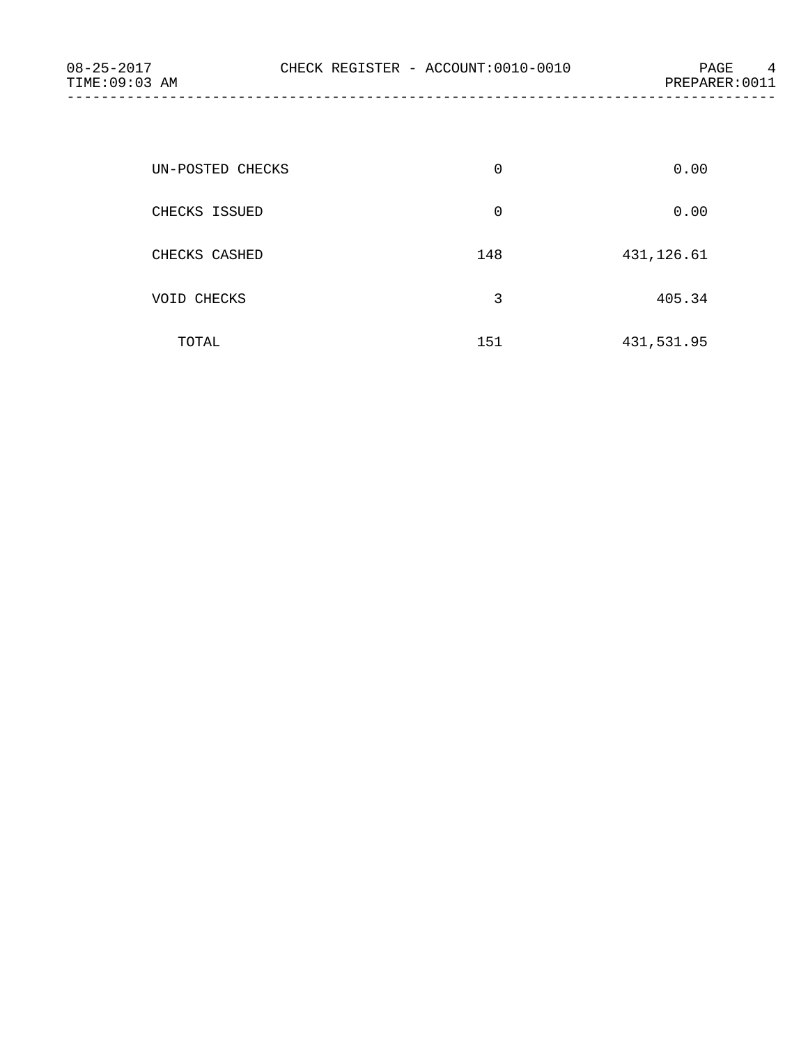| | | |
|---|---|---|
| UN-POSTED CHECKS | 0 | 0.00 |
| CHECKS ISSUED | 0 | 0.00 |
| CHECKS CASHED | 148 | 431,126.61 |
| VOID CHECKS | 3 | 405.34 |
| TOTAL | 151 | 431,531.95 |